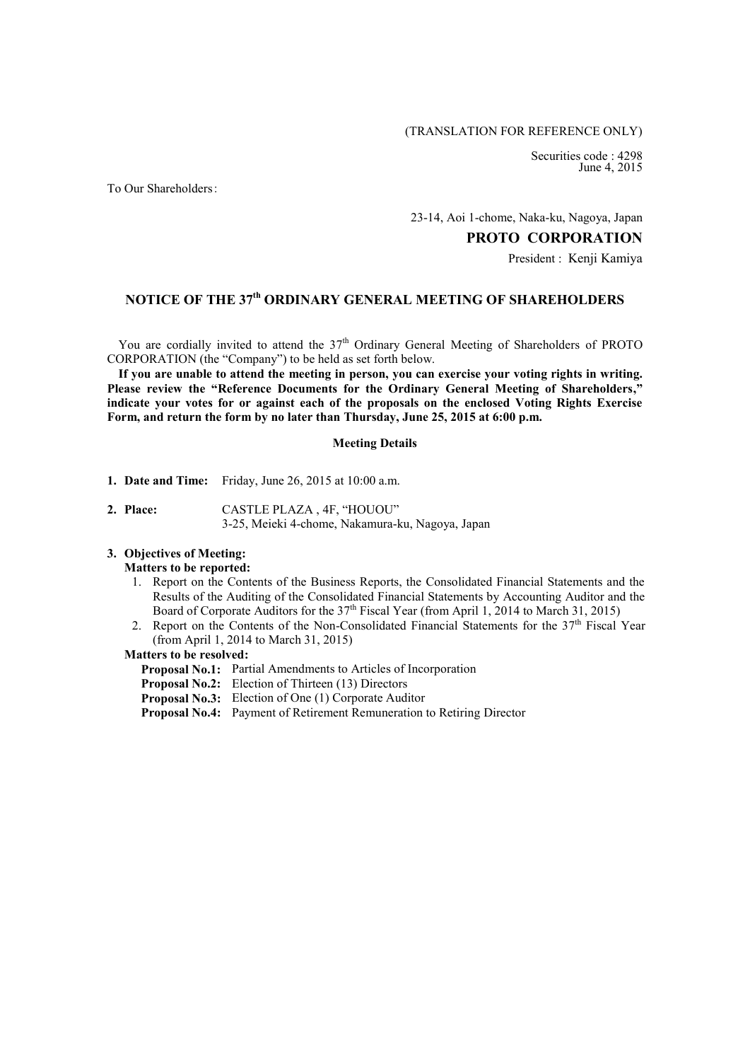(TRANSLATION FOR REFERENCE ONLY)

Securities code : 4298
June 4, 2015

To Our Shareholders:

23-14, Aoi 1-chome, Naka-ku, Nagoya, Japan

**PROTO CORPORATION**

President : Kenji Kamiya

# NOTICE OF THE 37th ORDINARY GENERAL MEETING OF SHAREHOLDERS

You are cordially invited to attend the 37th Ordinary General Meeting of Shareholders of PROTO CORPORATION (the "Company") to be held as set forth below.

**If you are unable to attend the meeting in person, you can exercise your voting rights in writing. Please review the "Reference Documents for the Ordinary General Meeting of Shareholders," indicate your votes for or against each of the proposals on the enclosed Voting Rights Exercise Form, and return the form by no later than Thursday, June 25, 2015 at 6:00 p.m.**

## Meeting Details

1. **Date and Time:** Friday, June 26, 2015 at 10:00 a.m.

2. **Place:** CASTLE PLAZA , 4F, "HOUOU"
   3-25, Meieki 4-chome, Nakamura-ku, Nagoya, Japan

3. **Objectives of Meeting:**

   **Matters to be reported:**

   1. Report on the Contents of the Business Reports, the Consolidated Financial Statements and the Results of the Auditing of the Consolidated Financial Statements by Accounting Auditor and the Board of Corporate Auditors for the 37th Fiscal Year (from April 1, 2014 to March 31, 2015)
   2. Report on the Contents of the Non-Consolidated Financial Statements for the 37th Fiscal Year (from April 1, 2014 to March 31, 2015)

   **Matters to be resolved:**

   **Proposal No.1:** Partial Amendments to Articles of Incorporation
   **Proposal No.2:** Election of Thirteen (13) Directors
   **Proposal No.3:** Election of One (1) Corporate Auditor
   **Proposal No.4:** Payment of Retirement Remuneration to Retiring Director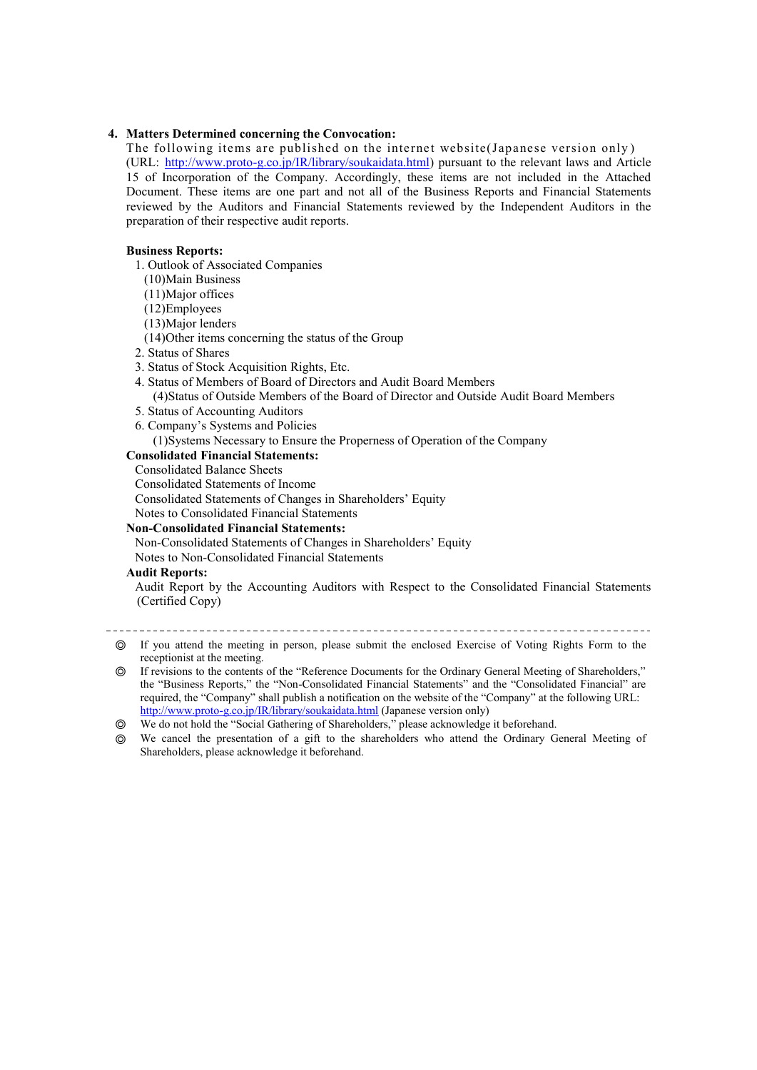**4. Matters Determined concerning the Convocation:**

The following items are published on the internet website(Japanese version only) (URL: http://www.proto-g.co.jp/IR/library/soukaidata.html) pursuant to the relevant laws and Article 15 of Incorporation of the Company. Accordingly, these items are not included in the Attached Document. These items are one part and not all of the Business Reports and Financial Statements reviewed by the Auditors and Financial Statements reviewed by the Independent Auditors in the preparation of their respective audit reports.

**Business Reports:**

1. Outlook of Associated Companies
   (10)Main Business
   (11)Major offices
   (12)Employees
   (13)Major lenders
   (14)Other items concerning the status of the Group
2. Status of Shares
3. Status of Stock Acquisition Rights, Etc.
4. Status of Members of Board of Directors and Audit Board Members
   (4)Status of Outside Members of the Board of Director and Outside Audit Board Members
5. Status of Accounting Auditors
6. Company's Systems and Policies
   (1)Systems Necessary to Ensure the Properness of Operation of the Company

**Consolidated Financial Statements:**

Consolidated Balance Sheets
Consolidated Statements of Income
Consolidated Statements of Changes in Shareholders' Equity
Notes to Consolidated Financial Statements

**Non-Consolidated Financial Statements:**

Non-Consolidated Statements of Changes in Shareholders' Equity
Notes to Non-Consolidated Financial Statements

**Audit Reports:**

Audit Report by the Accounting Auditors with Respect to the Consolidated Financial Statements (Certified Copy)

---

◎ If you attend the meeting in person, please submit the enclosed Exercise of Voting Rights Form to the receptionist at the meeting.

◎ If revisions to the contents of the "Reference Documents for the Ordinary General Meeting of Shareholders," the "Business Reports," the "Non-Consolidated Financial Statements" and the "Consolidated Financial" are required, the "Company" shall publish a notification on the website of the "Company" at the following URL: http://www.proto-g.co.jp/IR/library/soukaidata.html (Japanese version only)

◎ We do not hold the "Social Gathering of Shareholders," please acknowledge it beforehand.

◎ We cancel the presentation of a gift to the shareholders who attend the Ordinary General Meeting of Shareholders, please acknowledge it beforehand.